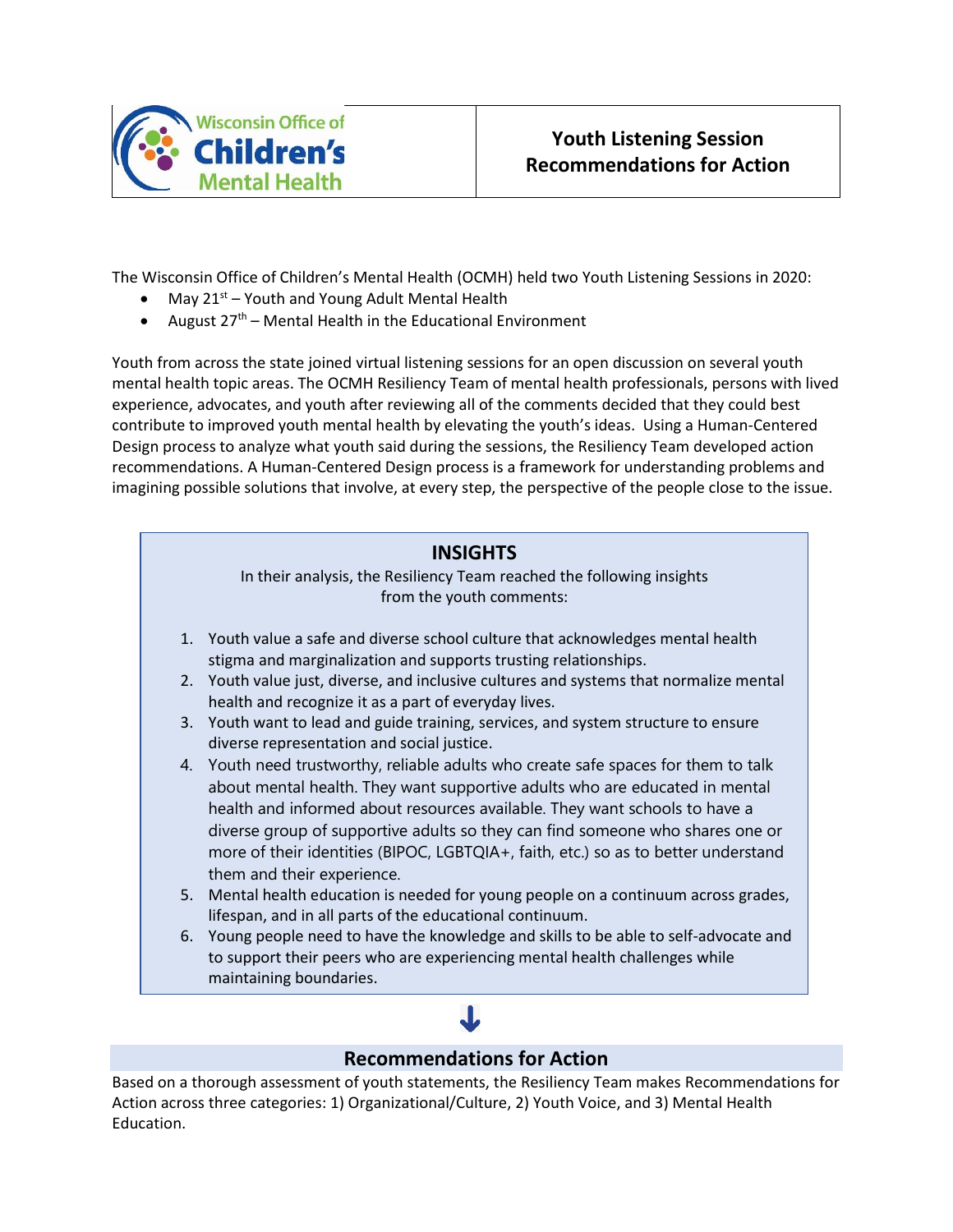Wisconsin Office of Children's Mental Health

# Youth Listening Session Recommendations for Action

The Wisconsin Office of Children's Mental Health (OCMH) held two Youth Listening Sessions in 2020:

- May 21st – Youth and Young Adult Mental Health
- August 27th – Mental Health in the Educational Environment

Youth from across the state joined virtual listening sessions for an open discussion on several youth mental health topic areas. The OCMH Resiliency Team of mental health professionals, persons with lived experience, advocates, and youth after reviewing all of the comments decided that they could best contribute to improved youth mental health by elevating the youth's ideas. Using a Human-Centered Design process to analyze what youth said during the sessions, the Resiliency Team developed action recommendations. A Human-Centered Design process is a framework for understanding problems and imagining possible solutions that involve, at every step, the perspective of the people close to the issue.

## INSIGHTS

In their analysis, the Resiliency Team reached the following insights from the youth comments:

1. Youth value a safe and diverse school culture that acknowledges mental health stigma and marginalization and supports trusting relationships.
2. Youth value just, diverse, and inclusive cultures and systems that normalize mental health and recognize it as a part of everyday lives.
3. Youth want to lead and guide training, services, and system structure to ensure diverse representation and social justice.
4. Youth need trustworthy, reliable adults who create safe spaces for them to talk about mental health. They want supportive adults who are educated in mental health and informed about resources available. They want schools to have a diverse group of supportive adults so they can find someone who shares one or more of their identities (BIPOC, LGBTQIA+, faith, etc.) so as to better understand them and their experience.
5. Mental health education is needed for young people on a continuum across grades, lifespan, and in all parts of the educational continuum.
6. Young people need to have the knowledge and skills to be able to self-advocate and to support their peers who are experiencing mental health challenges while maintaining boundaries.

## Recommendations for Action

Based on a thorough assessment of youth statements, the Resiliency Team makes Recommendations for Action across three categories: 1) Organizational/Culture, 2) Youth Voice, and 3) Mental Health Education.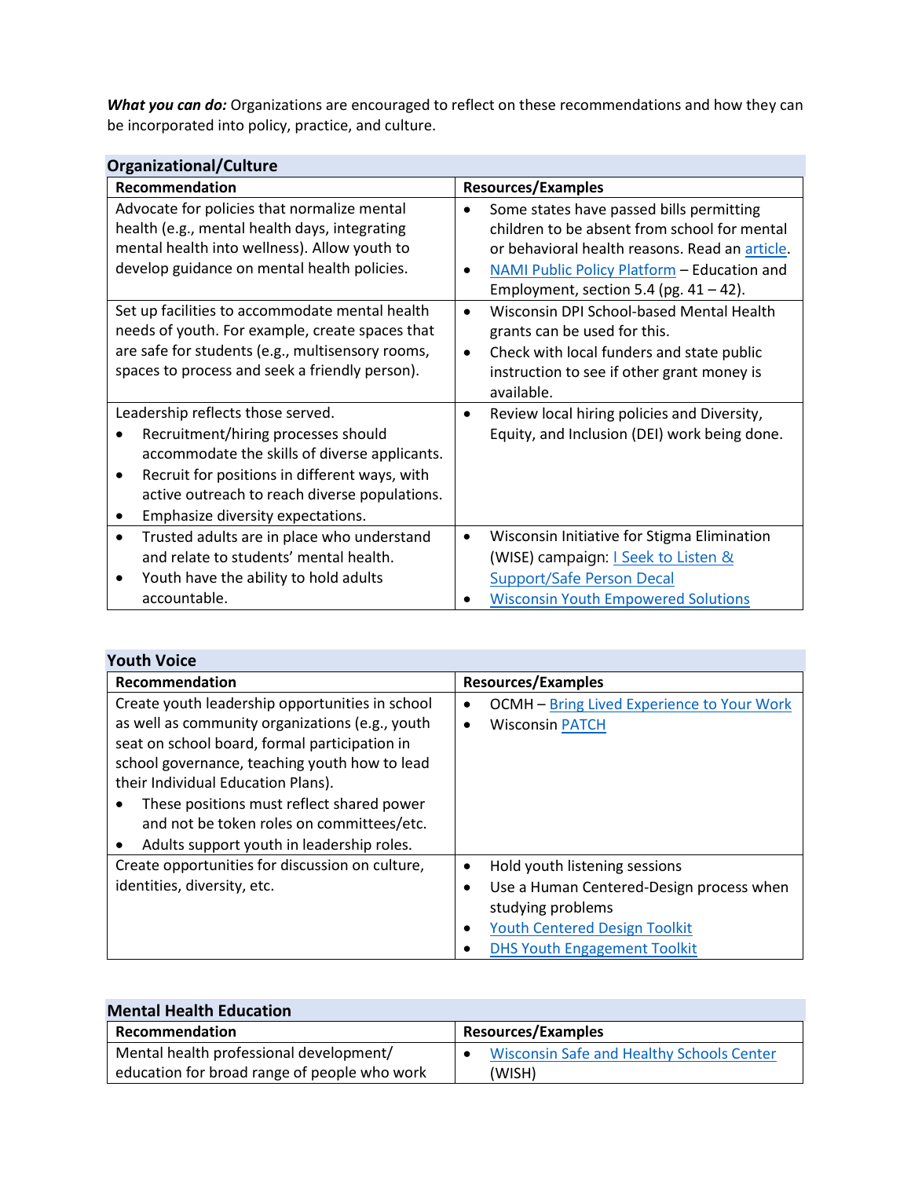***What you can do:*** Organizations are encouraged to reflect on these recommendations and how they can be incorporated into policy, practice, and culture.

**Organizational/Culture**

| Recommendation | Resources/Examples |
| --- | --- |
| Advocate for policies that normalize mental health (e.g., mental health days, integrating mental health into wellness). Allow youth to develop guidance on mental health policies. | • Some states have passed bills permitting children to be absent from school for mental or behavioral health reasons. Read an article.<br>• NAMI Public Policy Platform – Education and Employment, section 5.4 (pg. 41 – 42). |
| Set up facilities to accommodate mental health needs of youth. For example, create spaces that are safe for students (e.g., multisensory rooms, spaces to process and seek a friendly person). | • Wisconsin DPI School-based Mental Health grants can be used for this.<br>• Check with local funders and state public instruction to see if other grant money is available. |
| Leadership reflects those served.<br>• Recruitment/hiring processes should accommodate the skills of diverse applicants.<br>• Recruit for positions in different ways, with active outreach to reach diverse populations.<br>• Emphasize diversity expectations. | • Review local hiring policies and Diversity, Equity, and Inclusion (DEI) work being done. |
| • Trusted adults are in place who understand and relate to students' mental health.<br>• Youth have the ability to hold adults accountable. | • Wisconsin Initiative for Stigma Elimination (WISE) campaign: I Seek to Listen & Support/Safe Person Decal<br>• Wisconsin Youth Empowered Solutions |

**Youth Voice**

| Recommendation | Resources/Examples |
| --- | --- |
| Create youth leadership opportunities in school as well as community organizations (e.g., youth seat on school board, formal participation in school governance, teaching youth how to lead their Individual Education Plans).<br>• These positions must reflect shared power and not be token roles on committees/etc.<br>• Adults support youth in leadership roles. | • OCMH – Bring Lived Experience to Your Work<br>• Wisconsin PATCH |
| Create opportunities for discussion on culture, identities, diversity, etc. | • Hold youth listening sessions<br>• Use a Human Centered-Design process when studying problems<br>• Youth Centered Design Toolkit<br>• DHS Youth Engagement Toolkit |

**Mental Health Education**

| Recommendation | Resources/Examples |
| --- | --- |
| Mental health professional development/ education for broad range of people who work | • Wisconsin Safe and Healthy Schools Center (WISH) |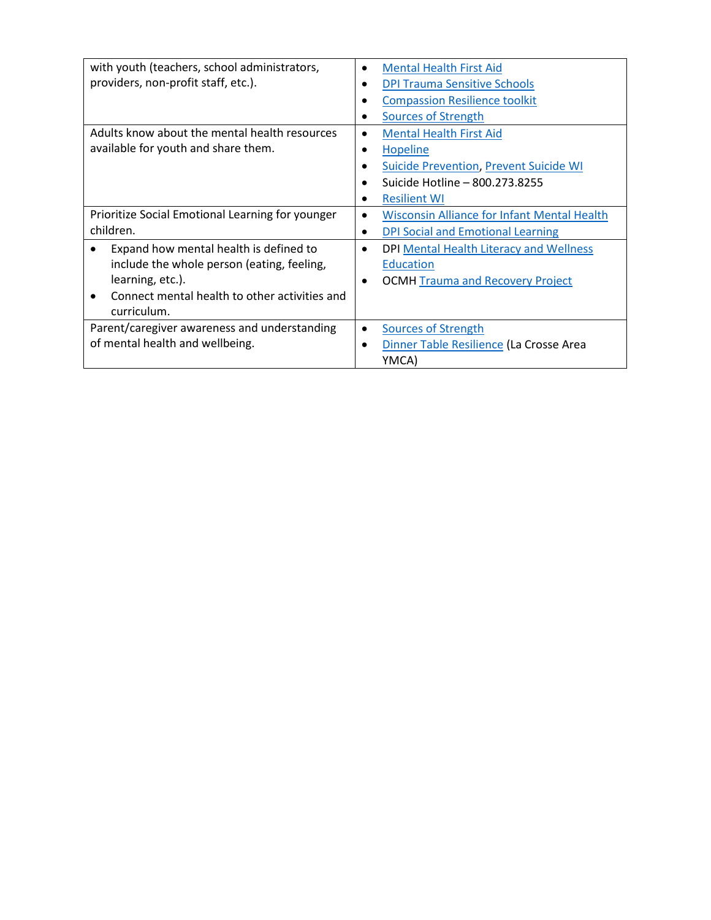| | |
|---|---|
| with youth (teachers, school administrators, providers, non-profit staff, etc.). | • Mental Health First Aid<br>• DPI Trauma Sensitive Schools<br>• Compassion Resilience toolkit<br>• Sources of Strength |
| Adults know about the mental health resources available for youth and share them. | • Mental Health First Aid<br>• Hopeline<br>• Suicide Prevention, Prevent Suicide WI<br>• Suicide Hotline – 800.273.8255<br>• Resilient WI |
| Prioritize Social Emotional Learning for younger children. | • Wisconsin Alliance for Infant Mental Health<br>• DPI Social and Emotional Learning |
| • Expand how mental health is defined to include the whole person (eating, feeling, learning, etc.).<br>• Connect mental health to other activities and curriculum. | • DPI Mental Health Literacy and Wellness Education<br>• OCMH Trauma and Recovery Project |
| Parent/caregiver awareness and understanding of mental health and wellbeing. | • Sources of Strength<br>• Dinner Table Resilience (La Crosse Area YMCA) |